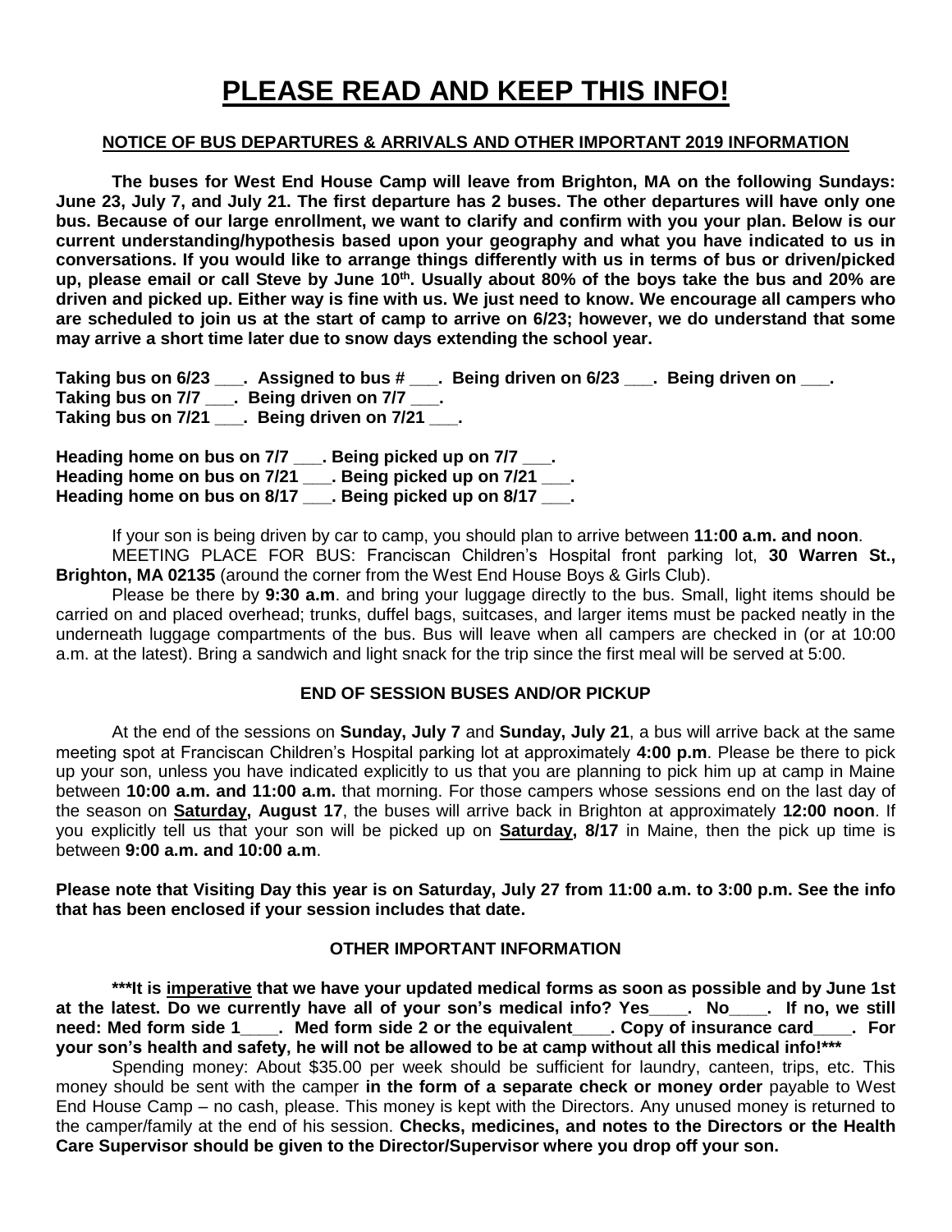# PLEASE READ AND KEEP THIS INFO!

**NOTICE OF BUS DEPARTURES & ARRIVALS AND OTHER IMPORTANT 2019 INFORMATION**

**The buses for West End House Camp will leave from Brighton, MA on the following Sundays: June 23, July 7, and July 21. The first departure has 2 buses. The other departures will have only one bus. Because of our large enrollment, we want to clarify and confirm with you your plan. Below is our current understanding/hypothesis based upon your geography and what you have indicated to us in conversations. If you would like to arrange things differently with us in terms of bus or driven/picked up, please email or call Steve by June 10th. Usually about 80% of the boys take the bus and 20% are driven and picked up. Either way is fine with us. We just need to know. We encourage all campers who are scheduled to join us at the start of camp to arrive on 6/23; however, we do understand that some may arrive a short time later due to snow days extending the school year.**

**Taking bus on 6/23 ___. Assigned to bus # ___. Being driven on 6/23 ___. Being driven on ___.**
**Taking bus on 7/7 ___. Being driven on 7/7 ___.**
**Taking bus on 7/21 ___. Being driven on 7/21 ___.**

**Heading home on bus on 7/7 ___. Being picked up on 7/7 ___.**
**Heading home on bus on 7/21 ___. Being picked up on 7/21 ___.**
**Heading home on bus on 8/17 ___. Being picked up on 8/17 ___.**

If your son is being driven by car to camp, you should plan to arrive between **11:00 a.m. and noon**.

MEETING PLACE FOR BUS: Franciscan Children's Hospital front parking lot, **30 Warren St., Brighton, MA 02135** (around the corner from the West End House Boys & Girls Club).

Please be there by **9:30 a.m**. and bring your luggage directly to the bus. Small, light items should be carried on and placed overhead; trunks, duffel bags, suitcases, and larger items must be packed neatly in the underneath luggage compartments of the bus. Bus will leave when all campers are checked in (or at 10:00 a.m. at the latest). Bring a sandwich and light snack for the trip since the first meal will be served at 5:00.

**END OF SESSION BUSES AND/OR PICKUP**

At the end of the sessions on **Sunday, July 7** and **Sunday, July 21**, a bus will arrive back at the same meeting spot at Franciscan Children's Hospital parking lot at approximately **4:00 p.m**. Please be there to pick up your son, unless you have indicated explicitly to us that you are planning to pick him up at camp in Maine between **10:00 a.m. and 11:00 a.m.** that morning. For those campers whose sessions end on the last day of the season on **<u>Saturday</u>, August 17**, the buses will arrive back in Brighton at approximately **12:00 noon**. If you explicitly tell us that your son will be picked up on **<u>Saturday</u>, 8/17** in Maine, then the pick up time is between **9:00 a.m. and 10:00 a.m**.

**Please note that Visiting Day this year is on Saturday, July 27 from 11:00 a.m. to 3:00 p.m. See the info that has been enclosed if your session includes that date.**

**OTHER IMPORTANT INFORMATION**

**\*\*\*It is <u>imperative</u> that we have your updated medical forms as soon as possible and by June 1st at the latest. Do we currently have all of your son's medical info? Yes____. No____. If no, we still need: Med form side 1____. Med form side 2 or the equivalent____. Copy of insurance card____. For your son's health and safety, he will not be allowed to be at camp without all this medical info!\*\*\***

Spending money: About $35.00 per week should be sufficient for laundry, canteen, trips, etc. This money should be sent with the camper **in the form of a separate check or money order** payable to West End House Camp – no cash, please. This money is kept with the Directors. Any unused money is returned to the camper/family at the end of his session. **Checks, medicines, and notes to the Directors or the Health Care Supervisor should be given to the Director/Supervisor where you drop off your son.**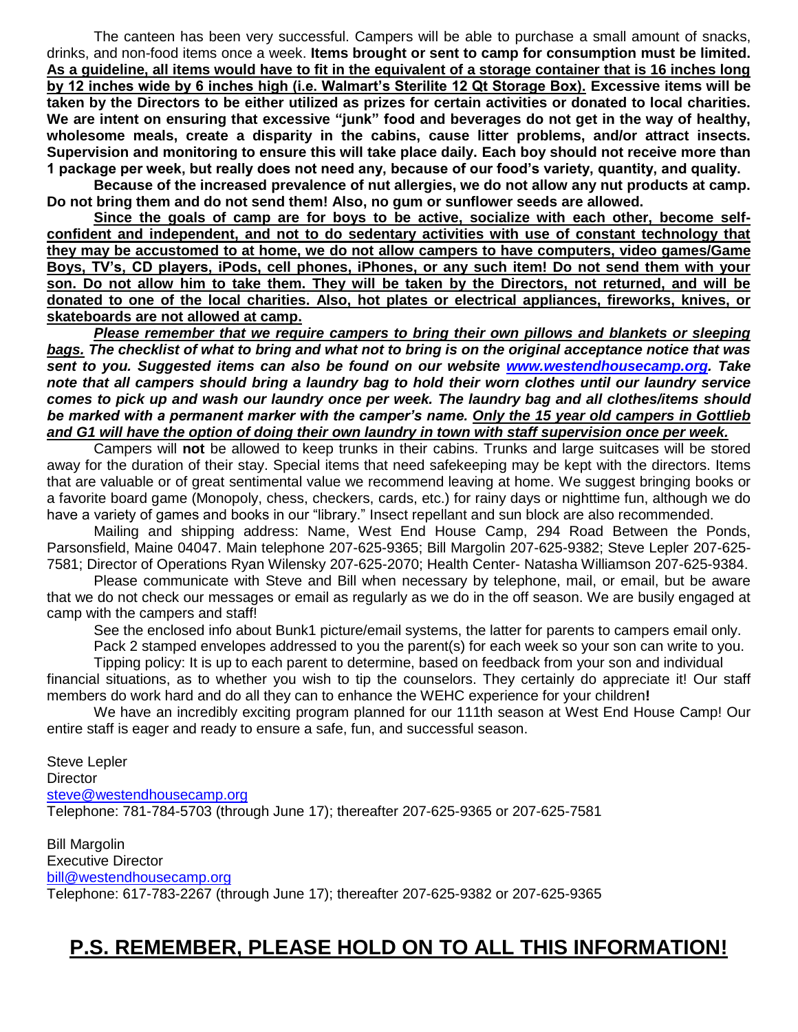The canteen has been very successful. Campers will be able to purchase a small amount of snacks, drinks, and non-food items once a week. **Items brought or sent to camp for consumption must be limited. <u>As a guideline, all items would have to fit in the equivalent of a storage container that is 16 inches long by 12 inches wide by 6 inches high (i.e. Walmart's Sterilite 12 Qt Storage Box).</u> Excessive items will be taken by the Directors to be either utilized as prizes for certain activities or donated to local charities. We are intent on ensuring that excessive "junk" food and beverages do not get in the way of healthy, wholesome meals, create a disparity in the cabins, cause litter problems, and/or attract insects. Supervision and monitoring to ensure this will take place daily. Each boy should not receive more than 1 package per week, but really does not need any, because of our food's variety, quantity, and quality.**

**Because of the increased prevalence of nut allergies, we do not allow any nut products at camp. Do not bring them and do not send them! Also, no gum or sunflower seeds are allowed.**

**<u>Since the goals of camp are for boys to be active, socialize with each other, become self-confident and independent, and not to do sedentary activities with use of constant technology that they may be accustomed to at home, we do not allow campers to have computers, video games/Game Boys, TV's, CD players, iPods, cell phones, iPhones, or any such item! Do not send them with your son. Do not allow him to take them. They will be taken by the Directors, not returned, and will be donated to one of the local charities. Also, hot plates or electrical appliances, fireworks, knives, or skateboards are not allowed at camp.</u>**

***<u>Please remember that we require campers to bring their own pillows and blankets or sleeping bags.</u> The checklist of what to bring and what not to bring is on the original acceptance notice that was sent to you. Suggested items can also be found on our website [www.westendhousecamp.org](http://www.westendhousecamp.org). Take note that all campers should bring a laundry bag to hold their worn clothes until our laundry service comes to pick up and wash our laundry once per week. The laundry bag and all clothes/items should be marked with a permanent marker with the camper's name. <u>Only the 15 year old campers in Gottlieb and G1 will have the option of doing their own laundry in town with staff supervision once per week.</u>***

Campers will **not** be allowed to keep trunks in their cabins. Trunks and large suitcases will be stored away for the duration of their stay. Special items that need safekeeping may be kept with the directors. Items that are valuable or of great sentimental value we recommend leaving at home. We suggest bringing books or a favorite board game (Monopoly, chess, checkers, cards, etc.) for rainy days or nighttime fun, although we do have a variety of games and books in our "library." Insect repellant and sun block are also recommended.

Mailing and shipping address: Name, West End House Camp, 294 Road Between the Ponds, Parsonsfield, Maine 04047. Main telephone 207-625-9365; Bill Margolin 207-625-9382; Steve Lepler 207-625-7581; Director of Operations Ryan Wilensky 207-625-2070; Health Center- Natasha Williamson 207-625-9384.

Please communicate with Steve and Bill when necessary by telephone, mail, or email, but be aware that we do not check our messages or email as regularly as we do in the off season. We are busily engaged at camp with the campers and staff!

See the enclosed info about Bunk1 picture/email systems, the latter for parents to campers email only.

Pack 2 stamped envelopes addressed to you the parent(s) for each week so your son can write to you.

Tipping policy: It is up to each parent to determine, based on feedback from your son and individual financial situations, as to whether you wish to tip the counselors. They certainly do appreciate it! Our staff members do work hard and do all they can to enhance the WEHC experience for your children**!**

We have an incredibly exciting program planned for our 111th season at West End House Camp! Our entire staff is eager and ready to ensure a safe, fun, and successful season.

Steve Lepler  
Director  
[steve@westendhousecamp.org](mailto:steve@westendhousecamp.org)  
Telephone: 781-784-5703 (through June 17); thereafter 207-625-9365 or 207-625-7581

Bill Margolin  
Executive Director  
[bill@westendhousecamp.org](mailto:bill@westendhousecamp.org)  
Telephone: 617-783-2267 (through June 17); thereafter 207-625-9382 or 207-625-9365

## <u>P.S. REMEMBER, PLEASE HOLD ON TO ALL THIS INFORMATION!</u>